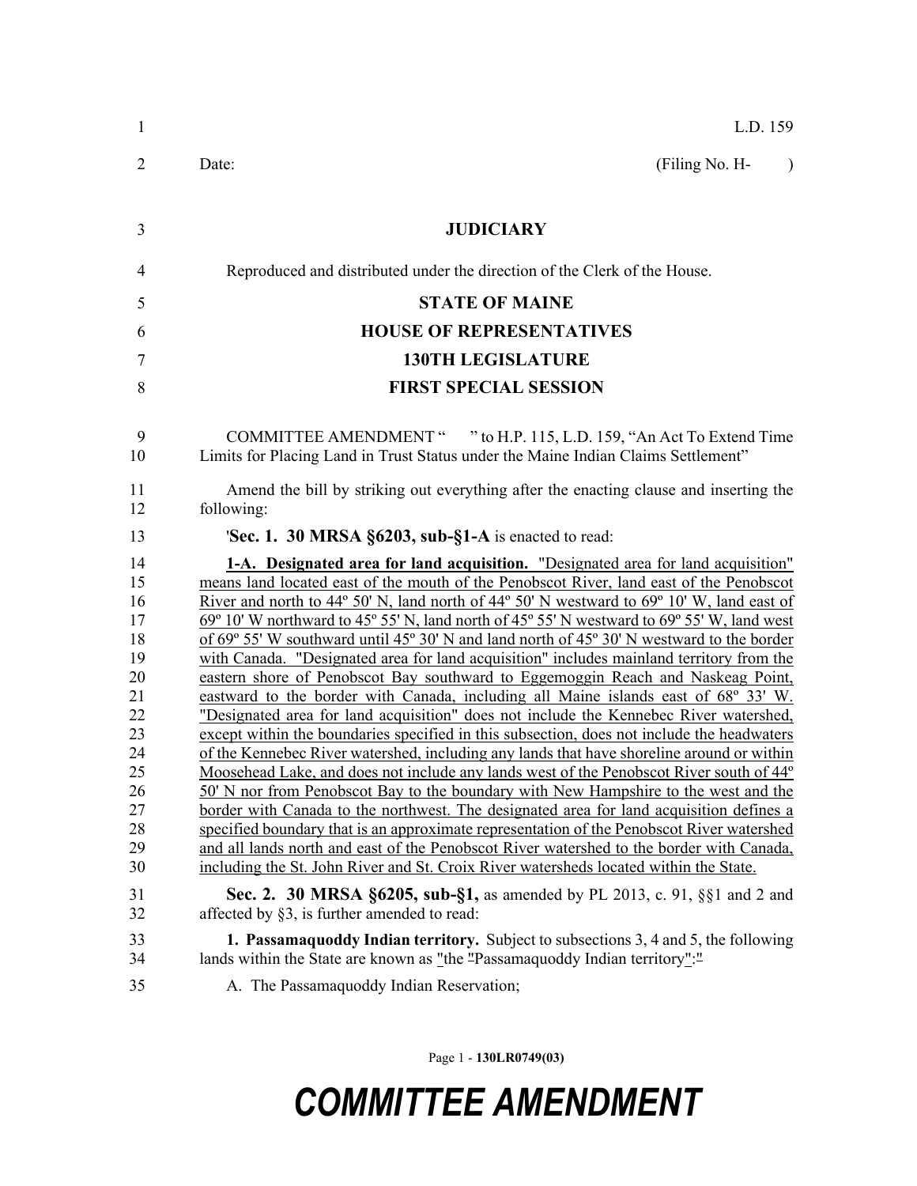L.D. 159

Date: (Filing No. H- )

# JUDICIARY

Reproduced and distributed under the direction of the Clerk of the House.

## STATE OF MAINE

## HOUSE OF REPRESENTATIVES

## 130TH LEGISLATURE

## FIRST SPECIAL SESSION

COMMITTEE AMENDMENT " " to H.P. 115, L.D. 159, "An Act To Extend Time Limits for Placing Land in Trust Status under the Maine Indian Claims Settlement"

Amend the bill by striking out everything after the enacting clause and inserting the following:

'**Sec. 1. 30 MRSA §6203, sub-§1-A** is enacted to read:

**1-A. Designated area for land acquisition.** "Designated area for land acquisition" means land located east of the mouth of the Penobscot River, land east of the Penobscot River and north to 44º 50' N, land north of 44º 50' N westward to 69º 10' W, land east of 69º 10' W northward to 45º 55' N, land north of 45º 55' N westward to 69º 55' W, land west of 69º 55' W southward until 45º 30' N and land north of 45º 30' N westward to the border with Canada. "Designated area for land acquisition" includes mainland territory from the eastern shore of Penobscot Bay southward to Eggemoggin Reach and Naskeag Point, eastward to the border with Canada, including all Maine islands east of 68º 33' W. "Designated area for land acquisition" does not include the Kennebec River watershed, except within the boundaries specified in this subsection, does not include the headwaters of the Kennebec River watershed, including any lands that have shoreline around or within Moosehead Lake, and does not include any lands west of the Penobscot River south of 44º 50' N nor from Penobscot Bay to the boundary with New Hampshire to the west and the border with Canada to the northwest. The designated area for land acquisition defines a specified boundary that is an approximate representation of the Penobscot River watershed and all lands north and east of the Penobscot River watershed to the border with Canada, including the St. John River and St. Croix River watersheds located within the State.

**Sec. 2. 30 MRSA §6205, sub-§1,** as amended by PL 2013, c. 91, §§1 and 2 and affected by §3, is further amended to read:

**1. Passamaquoddy Indian territory.** Subject to subsections 3, 4 and 5, the following lands within the State are known as "the "Passamaquoddy Indian territory":"

A. The Passamaquoddy Indian Reservation;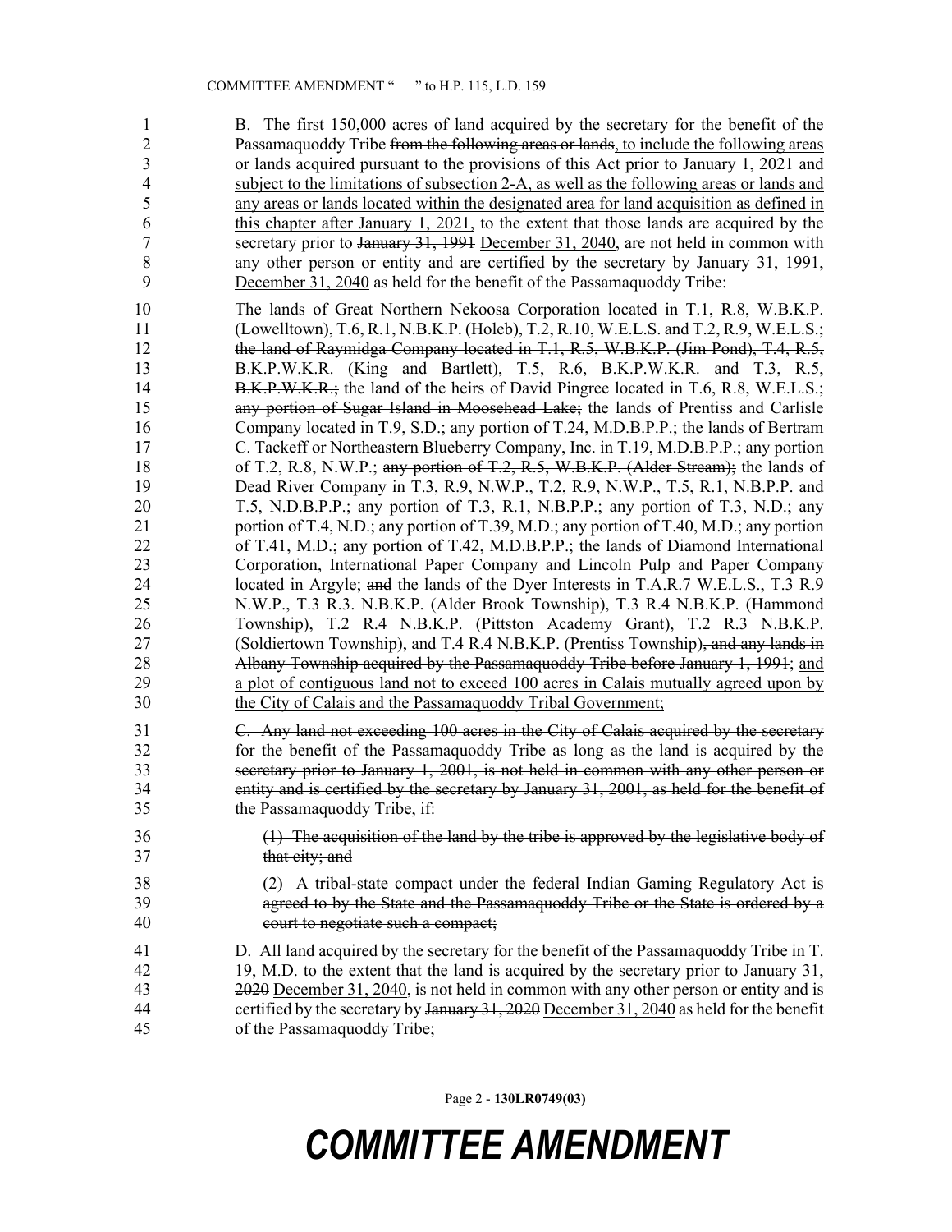B. The first 150,000 acres of land acquired by the secretary for the benefit of the Passamaquoddy Tribe ~~from the following areas or lands~~<u>, to include the following areas or lands acquired pursuant to the provisions of this Act prior to January 1, 2021 and subject to the limitations of subsection 2-A, as well as the following areas or lands and any areas or lands located within the designated area for land acquisition as defined in this chapter after January 1, 2021,</u> to the extent that those lands are acquired by the secretary prior to ~~January 31, 1991~~ <u>December 31, 2040</u>, are not held in common with any other person or entity and are certified by the secretary by ~~January 31, 1991,~~ <u>December 31, 2040</u> as held for the benefit of the Passamaquoddy Tribe:

The lands of Great Northern Nekoosa Corporation located in T.1, R.8, W.B.K.P. (Lowelltown), T.6, R.1, N.B.K.P. (Holeb), T.2, R.10, W.E.L.S. and T.2, R.9, W.E.L.S.; ~~the land of Raymidga Company located in T.1, R.5, W.B.K.P. (Jim Pond), T.4, R.5, B.K.P.W.K.R. (King and Bartlett), T.5, R.6, B.K.P.W.K.R. and T.3, R.5, B.K.P.W.K.R.;~~ the land of the heirs of David Pingree located in T.6, R.8, W.E.L.S.; ~~any portion of Sugar Island in Moosehead Lake;~~ the lands of Prentiss and Carlisle Company located in T.9, S.D.; any portion of T.24, M.D.B.P.P.; the lands of Bertram C. Tackeff or Northeastern Blueberry Company, Inc. in T.19, M.D.B.P.P.; any portion of T.2, R.8, N.W.P.; ~~any portion of T.2, R.5, W.B.K.P. (Alder Stream);~~ the lands of Dead River Company in T.3, R.9, N.W.P., T.2, R.9, N.W.P., T.5, R.1, N.B.P.P. and T.5, N.D.B.P.P.; any portion of T.3, R.1, N.B.P.P.; any portion of T.3, N.D.; any portion of T.4, N.D.; any portion of T.39, M.D.; any portion of T.40, M.D.; any portion of T.41, M.D.; any portion of T.42, M.D.B.P.P.; the lands of Diamond International Corporation, International Paper Company and Lincoln Pulp and Paper Company located in Argyle; ~~and~~ the lands of the Dyer Interests in T.A.R.7 W.E.L.S., T.3 R.9 N.W.P., T.3 R.3. N.B.K.P. (Alder Brook Township), T.3 R.4 N.B.K.P. (Hammond Township), T.2 R.4 N.B.K.P. (Pittston Academy Grant), T.2 R.3 N.B.K.P. (Soldiertown Township), and T.4 R.4 N.B.K.P. (Prentiss Township)~~, and any lands in Albany Township acquired by the Passamaquoddy Tribe before January 1, 1991~~; <u>and a plot of contiguous land not to exceed 100 acres in Calais mutually agreed upon by the City of Calais and the Passamaquoddy Tribal Government;</u>

~~C. Any land not exceeding 100 acres in the City of Calais acquired by the secretary for the benefit of the Passamaquoddy Tribe as long as the land is acquired by the secretary prior to January 1, 2001, is not held in common with any other person or entity and is certified by the secretary by January 31, 2001, as held for the benefit of the Passamaquoddy Tribe, if:~~

~~(1) The acquisition of the land by the tribe is approved by the legislative body of that city; and~~

~~(2) A tribal-state compact under the federal Indian Gaming Regulatory Act is agreed to by the State and the Passamaquoddy Tribe or the State is ordered by a court to negotiate such a compact;~~

D. All land acquired by the secretary for the benefit of the Passamaquoddy Tribe in T. 19, M.D. to the extent that the land is acquired by the secretary prior to ~~January 31, 2020~~ <u>December 31, 2040</u>, is not held in common with any other person or entity and is certified by the secretary by ~~January 31, 2020~~ <u>December 31, 2040</u> as held for the benefit of the Passamaquoddy Tribe;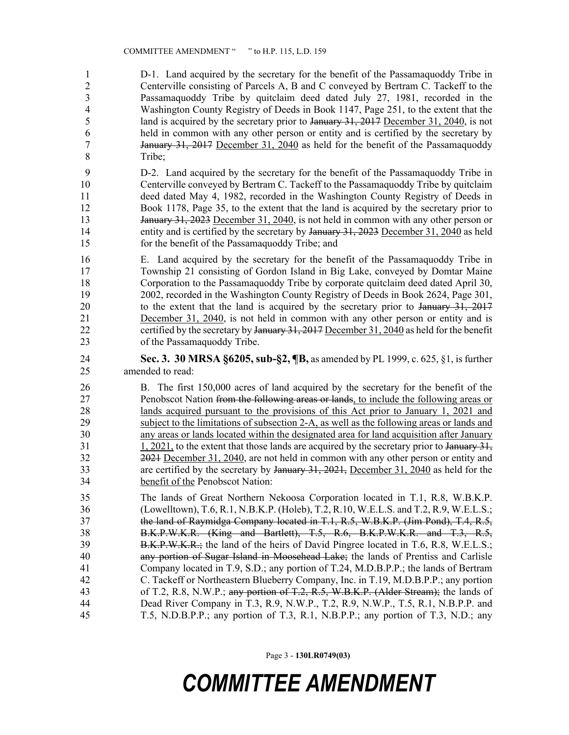D-1. Land acquired by the secretary for the benefit of the Passamaquoddy Tribe in Centerville consisting of Parcels A, B and C conveyed by Bertram C. Tackeff to the Passamaquoddy Tribe by quitclaim deed dated July 27, 1981, recorded in the Washington County Registry of Deeds in Book 1147, Page 251, to the extent that the land is acquired by the secretary prior to ~~January 31, 2017~~ December 31, 2040, is not held in common with any other person or entity and is certified by the secretary by ~~January 31, 2017~~ December 31, 2040 as held for the benefit of the Passamaquoddy Tribe;

D-2. Land acquired by the secretary for the benefit of the Passamaquoddy Tribe in Centerville conveyed by Bertram C. Tackeff to the Passamaquoddy Tribe by quitclaim deed dated May 4, 1982, recorded in the Washington County Registry of Deeds in Book 1178, Page 35, to the extent that the land is acquired by the secretary prior to ~~January 31, 2023~~ December 31, 2040, is not held in common with any other person or entity and is certified by the secretary by ~~January 31, 2023~~ December 31, 2040 as held for the benefit of the Passamaquoddy Tribe; and

E. Land acquired by the secretary for the benefit of the Passamaquoddy Tribe in Township 21 consisting of Gordon Island in Big Lake, conveyed by Domtar Maine Corporation to the Passamaquoddy Tribe by corporate quitclaim deed dated April 30, 2002, recorded in the Washington County Registry of Deeds in Book 2624, Page 301, to the extent that the land is acquired by the secretary prior to ~~January 31, 2017~~ December 31, 2040, is not held in common with any other person or entity and is certified by the secretary by ~~January 31, 2017~~ December 31, 2040 as held for the benefit of the Passamaquoddy Tribe.

**Sec. 3. 30 MRSA §6205, sub-§2, ¶B,** as amended by PL 1999, c. 625, §1, is further amended to read:

B. The first 150,000 acres of land acquired by the secretary for the benefit of the Penobscot Nation ~~from the following areas or lands~~, to include the following areas or lands acquired pursuant to the provisions of this Act prior to January 1, 2021 and subject to the limitations of subsection 2-A, as well as the following areas or lands and any areas or lands located within the designated area for land acquisition after January 1, 2021, to the extent that those lands are acquired by the secretary prior to ~~January 31, 2021~~ December 31, 2040, are not held in common with any other person or entity and are certified by the secretary by ~~January 31, 2021,~~ December 31, 2040 as held for the benefit of the Penobscot Nation:

The lands of Great Northern Nekoosa Corporation located in T.1, R.8, W.B.K.P. (Lowelltown), T.6, R.1, N.B.K.P. (Holeb), T.2, R.10, W.E.L.S. and T.2, R.9, W.E.L.S.; ~~the land of Raymidga Company located in T.1, R.5, W.B.K.P. (Jim Pond), T.4, R.5, B.K.P.W.K.R. (King and Bartlett), T.5, R.6, B.K.P.W.K.R. and T.3, R.5, B.K.P.W.K.R.;~~ the land of the heirs of David Pingree located in T.6, R.8, W.E.L.S.; ~~any portion of Sugar Island in Moosehead Lake;~~ the lands of Prentiss and Carlisle Company located in T.9, S.D.; any portion of T.24, M.D.B.P.P.; the lands of Bertram C. Tackeff or Northeastern Blueberry Company, Inc. in T.19, M.D.B.P.P.; any portion of T.2, R.8, N.W.P.; ~~any portion of T.2, R.5, W.B.K.P. (Alder Stream);~~ the lands of Dead River Company in T.3, R.9, N.W.P., T.2, R.9, N.W.P., T.5, R.1, N.B.P.P. and T.5, N.D.B.P.P.; any portion of T.3, R.1, N.B.P.P.; any portion of T.3, N.D.; any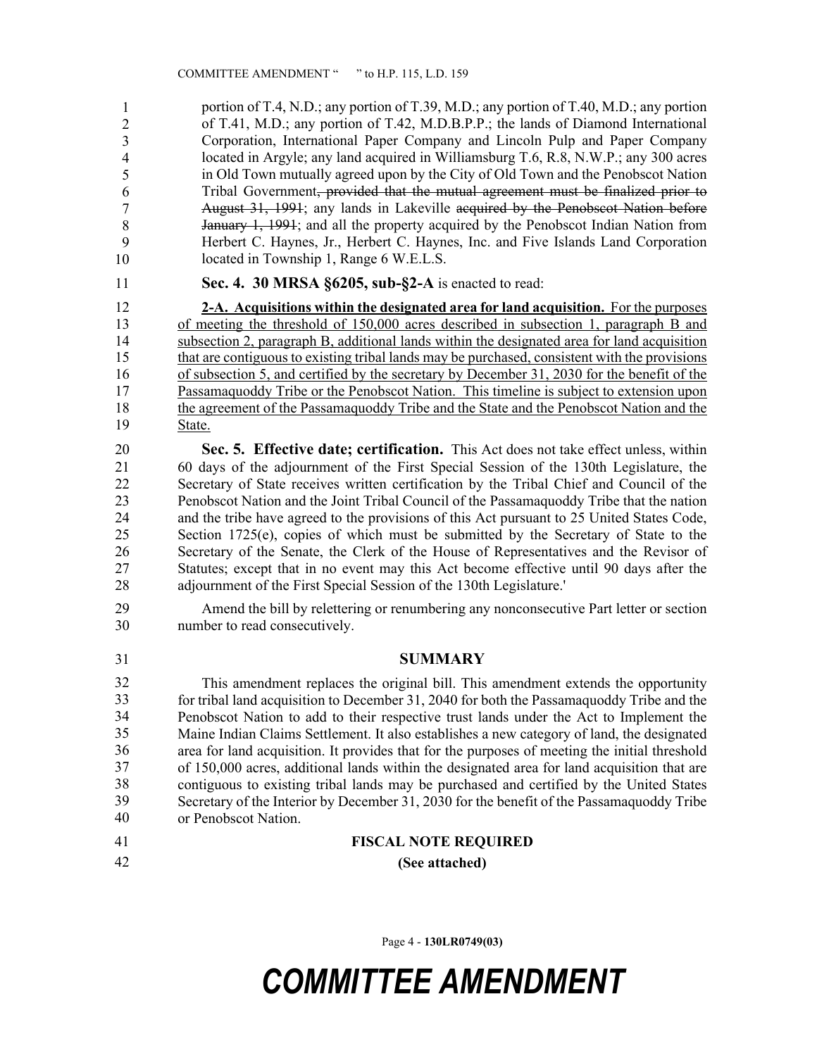portion of T.4, N.D.; any portion of T.39, M.D.; any portion of T.40, M.D.; any portion of T.41, M.D.; any portion of T.42, M.D.B.P.P.; the lands of Diamond International Corporation, International Paper Company and Lincoln Pulp and Paper Company located in Argyle; any land acquired in Williamsburg T.6, R.8, N.W.P.; any 300 acres in Old Town mutually agreed upon by the City of Old Town and the Penobscot Nation Tribal Government~~, provided that the mutual agreement must be finalized prior to August 31, 1991~~; any lands in Lakeville ~~acquired by the Penobscot Nation before January 1, 1991~~; and all the property acquired by the Penobscot Indian Nation from Herbert C. Haynes, Jr., Herbert C. Haynes, Inc. and Five Islands Land Corporation located in Township 1, Range 6 W.E.L.S.

**Sec. 4. 30 MRSA §6205, sub-§2-A** is enacted to read:

<u>**2-A. Acquisitions within the designated area for land acquisition.** For the purposes of meeting the threshold of 150,000 acres described in subsection 1, paragraph B and subsection 2, paragraph B, additional lands within the designated area for land acquisition that are contiguous to existing tribal lands may be purchased, consistent with the provisions of subsection 5, and certified by the secretary by December 31, 2030 for the benefit of the Passamaquoddy Tribe or the Penobscot Nation. This timeline is subject to extension upon the agreement of the Passamaquoddy Tribe and the State and the Penobscot Nation and the State.</u>

**Sec. 5. Effective date; certification.** This Act does not take effect unless, within 60 days of the adjournment of the First Special Session of the 130th Legislature, the Secretary of State receives written certification by the Tribal Chief and Council of the Penobscot Nation and the Joint Tribal Council of the Passamaquoddy Tribe that the nation and the tribe have agreed to the provisions of this Act pursuant to 25 United States Code, Section 1725(e), copies of which must be submitted by the Secretary of State to the Secretary of the Senate, the Clerk of the House of Representatives and the Revisor of Statutes; except that in no event may this Act become effective until 90 days after the adjournment of the First Special Session of the 130th Legislature.'

Amend the bill by relettering or renumbering any nonconsecutive Part letter or section number to read consecutively.

## SUMMARY

This amendment replaces the original bill. This amendment extends the opportunity for tribal land acquisition to December 31, 2040 for both the Passamaquoddy Tribe and the Penobscot Nation to add to their respective trust lands under the Act to Implement the Maine Indian Claims Settlement. It also establishes a new category of land, the designated area for land acquisition. It provides that for the purposes of meeting the initial threshold of 150,000 acres, additional lands within the designated area for land acquisition that are contiguous to existing tribal lands may be purchased and certified by the United States Secretary of the Interior by December 31, 2030 for the benefit of the Passamaquoddy Tribe or Penobscot Nation.

**FISCAL NOTE REQUIRED**

**(See attached)**